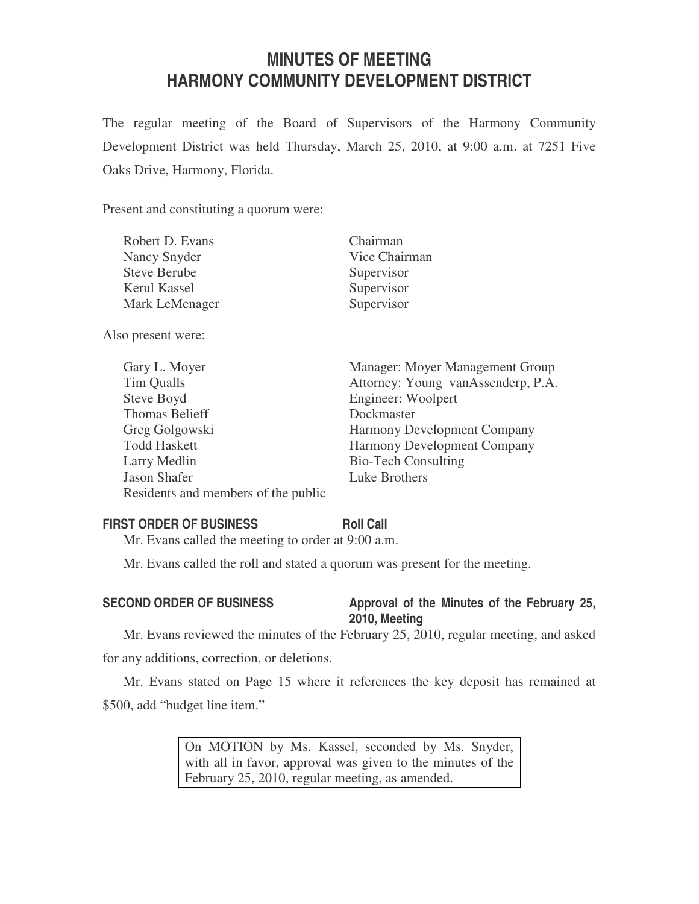# MINUTES OF MEETING
# HARMONY COMMUNITY DEVELOPMENT DISTRICT

The regular meeting of the Board of Supervisors of the Harmony Community Development District was held Thursday, March 25, 2010, at 9:00 a.m. at 7251 Five Oaks Drive, Harmony, Florida.

Present and constituting a quorum were:

| | |
|---|---|
| Robert D. Evans | Chairman |
| Nancy Snyder | Vice Chairman |
| Steve Berube | Supervisor |
| Kerul Kassel | Supervisor |
| Mark LeMenager | Supervisor |

Also present were:

| | |
|---|---|
| Gary L. Moyer | Manager: Moyer Management Group |
| Tim Qualls | Attorney: Young vanAssenderp, P.A. |
| Steve Boyd | Engineer: Woolpert |
| Thomas Belieff | Dockmaster |
| Greg Golgowski | Harmony Development Company |
| Todd Haskett | Harmony Development Company |
| Larry Medlin | Bio-Tech Consulting |
| Jason Shafer | Luke Brothers |
| Residents and members of the public | |

### FIRST ORDER OF BUSINESS — Roll Call

Mr. Evans called the meeting to order at 9:00 a.m.

Mr. Evans called the roll and stated a quorum was present for the meeting.

### SECOND ORDER OF BUSINESS — Approval of the Minutes of the February 25, 2010, Meeting

Mr. Evans reviewed the minutes of the February 25, 2010, regular meeting, and asked for any additions, correction, or deletions.

Mr. Evans stated on Page 15 where it references the key deposit has remained at $500, add "budget line item."

> On MOTION by Ms. Kassel, seconded by Ms. Snyder, with all in favor, approval was given to the minutes of the February 25, 2010, regular meeting, as amended.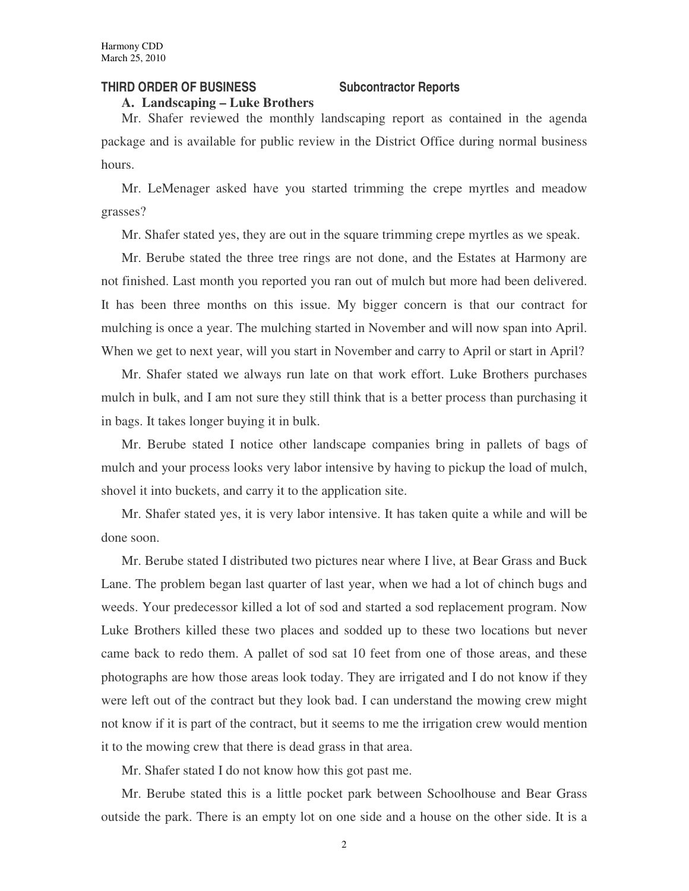## THIRD ORDER OF BUSINESS Subcontractor Reports

### A. Landscaping – Luke Brothers

Mr. Shafer reviewed the monthly landscaping report as contained in the agenda package and is available for public review in the District Office during normal business hours.

Mr. LeMenager asked have you started trimming the crepe myrtles and meadow grasses?

Mr. Shafer stated yes, they are out in the square trimming crepe myrtles as we speak.

Mr. Berube stated the three tree rings are not done, and the Estates at Harmony are not finished. Last month you reported you ran out of mulch but more had been delivered. It has been three months on this issue. My bigger concern is that our contract for mulching is once a year. The mulching started in November and will now span into April. When we get to next year, will you start in November and carry to April or start in April?

Mr. Shafer stated we always run late on that work effort. Luke Brothers purchases mulch in bulk, and I am not sure they still think that is a better process than purchasing it in bags. It takes longer buying it in bulk.

Mr. Berube stated I notice other landscape companies bring in pallets of bags of mulch and your process looks very labor intensive by having to pickup the load of mulch, shovel it into buckets, and carry it to the application site.

Mr. Shafer stated yes, it is very labor intensive. It has taken quite a while and will be done soon.

Mr. Berube stated I distributed two pictures near where I live, at Bear Grass and Buck Lane. The problem began last quarter of last year, when we had a lot of chinch bugs and weeds. Your predecessor killed a lot of sod and started a sod replacement program. Now Luke Brothers killed these two places and sodded up to these two locations but never came back to redo them. A pallet of sod sat 10 feet from one of those areas, and these photographs are how those areas look today. They are irrigated and I do not know if they were left out of the contract but they look bad. I can understand the mowing crew might not know if it is part of the contract, but it seems to me the irrigation crew would mention it to the mowing crew that there is dead grass in that area.

Mr. Shafer stated I do not know how this got past me.

Mr. Berube stated this is a little pocket park between Schoolhouse and Bear Grass outside the park. There is an empty lot on one side and a house on the other side. It is a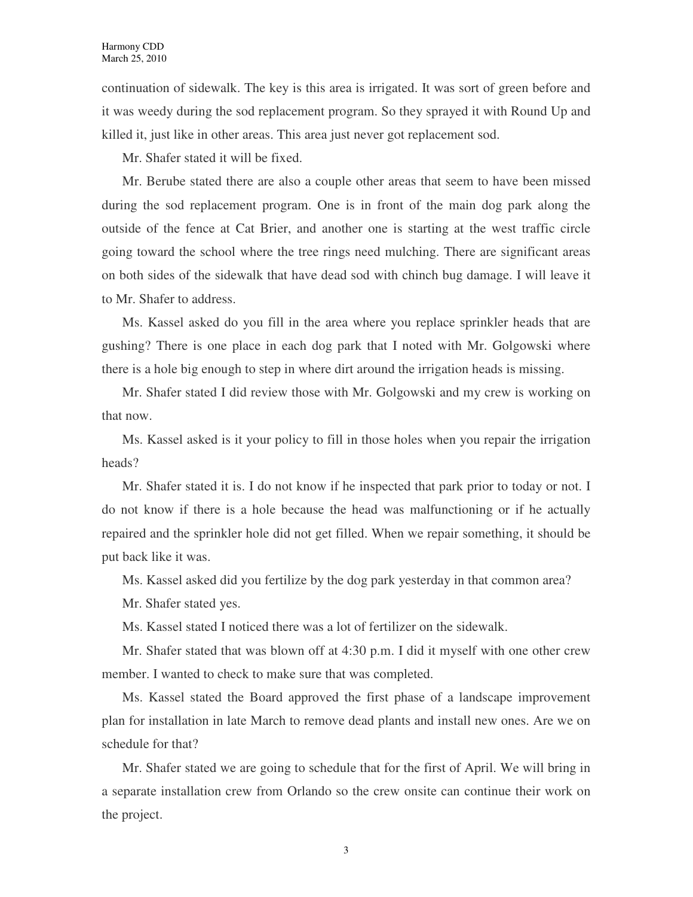continuation of sidewalk. The key is this area is irrigated. It was sort of green before and it was weedy during the sod replacement program. So they sprayed it with Round Up and killed it, just like in other areas. This area just never got replacement sod.

Mr. Shafer stated it will be fixed.

Mr. Berube stated there are also a couple other areas that seem to have been missed during the sod replacement program. One is in front of the main dog park along the outside of the fence at Cat Brier, and another one is starting at the west traffic circle going toward the school where the tree rings need mulching. There are significant areas on both sides of the sidewalk that have dead sod with chinch bug damage. I will leave it to Mr. Shafer to address.

Ms. Kassel asked do you fill in the area where you replace sprinkler heads that are gushing? There is one place in each dog park that I noted with Mr. Golgowski where there is a hole big enough to step in where dirt around the irrigation heads is missing.

Mr. Shafer stated I did review those with Mr. Golgowski and my crew is working on that now.

Ms. Kassel asked is it your policy to fill in those holes when you repair the irrigation heads?

Mr. Shafer stated it is. I do not know if he inspected that park prior to today or not. I do not know if there is a hole because the head was malfunctioning or if he actually repaired and the sprinkler hole did not get filled. When we repair something, it should be put back like it was.

Ms. Kassel asked did you fertilize by the dog park yesterday in that common area?

Mr. Shafer stated yes.

Ms. Kassel stated I noticed there was a lot of fertilizer on the sidewalk.

Mr. Shafer stated that was blown off at 4:30 p.m. I did it myself with one other crew member. I wanted to check to make sure that was completed.

Ms. Kassel stated the Board approved the first phase of a landscape improvement plan for installation in late March to remove dead plants and install new ones. Are we on schedule for that?

Mr. Shafer stated we are going to schedule that for the first of April. We will bring in a separate installation crew from Orlando so the crew onsite can continue their work on the project.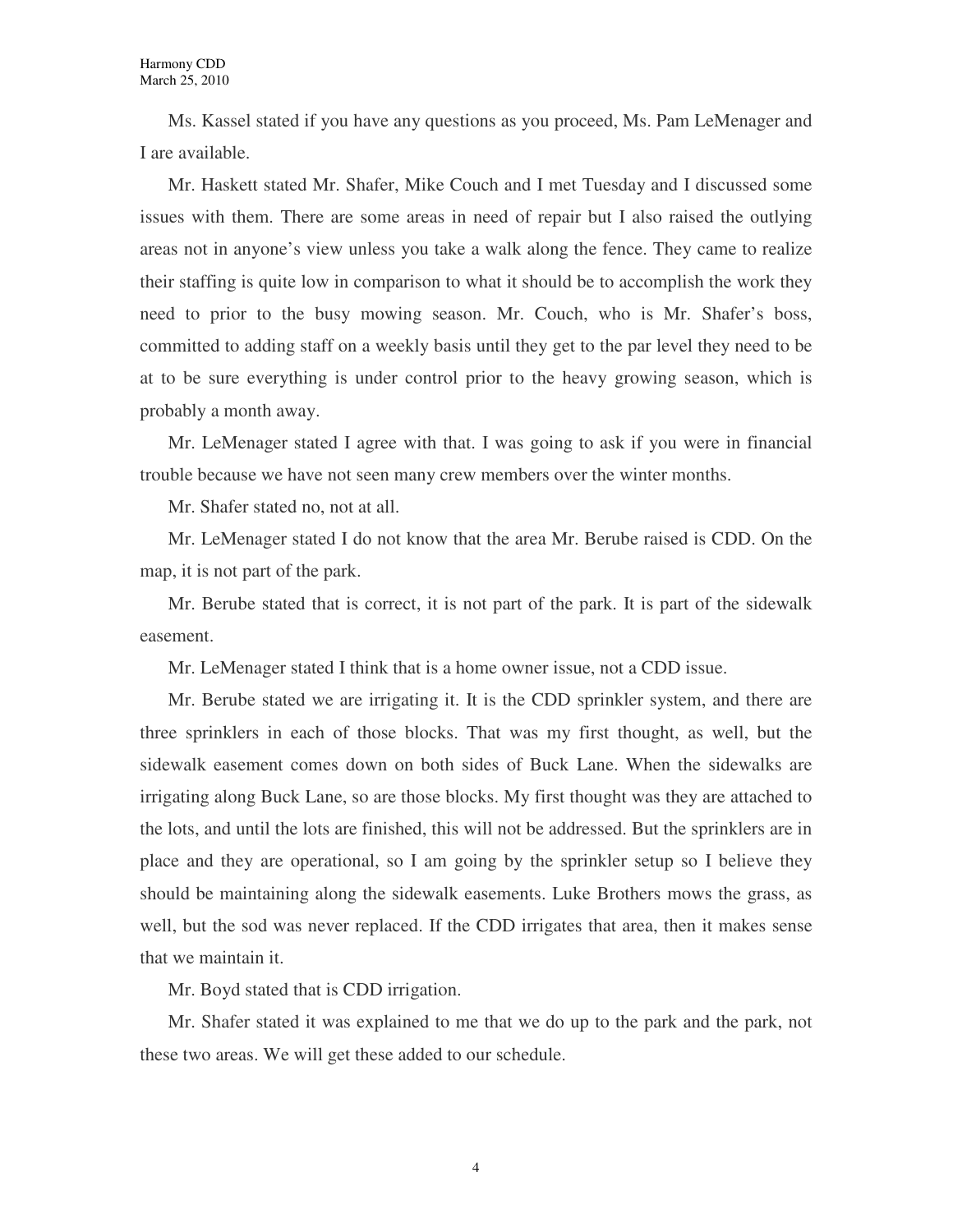Ms. Kassel stated if you have any questions as you proceed, Ms. Pam LeMenager and I are available.

Mr. Haskett stated Mr. Shafer, Mike Couch and I met Tuesday and I discussed some issues with them. There are some areas in need of repair but I also raised the outlying areas not in anyone's view unless you take a walk along the fence. They came to realize their staffing is quite low in comparison to what it should be to accomplish the work they need to prior to the busy mowing season. Mr. Couch, who is Mr. Shafer's boss, committed to adding staff on a weekly basis until they get to the par level they need to be at to be sure everything is under control prior to the heavy growing season, which is probably a month away.

Mr. LeMenager stated I agree with that. I was going to ask if you were in financial trouble because we have not seen many crew members over the winter months.

Mr. Shafer stated no, not at all.

Mr. LeMenager stated I do not know that the area Mr. Berube raised is CDD. On the map, it is not part of the park.

Mr. Berube stated that is correct, it is not part of the park. It is part of the sidewalk easement.

Mr. LeMenager stated I think that is a home owner issue, not a CDD issue.

Mr. Berube stated we are irrigating it. It is the CDD sprinkler system, and there are three sprinklers in each of those blocks. That was my first thought, as well, but the sidewalk easement comes down on both sides of Buck Lane. When the sidewalks are irrigating along Buck Lane, so are those blocks. My first thought was they are attached to the lots, and until the lots are finished, this will not be addressed. But the sprinklers are in place and they are operational, so I am going by the sprinkler setup so I believe they should be maintaining along the sidewalk easements. Luke Brothers mows the grass, as well, but the sod was never replaced. If the CDD irrigates that area, then it makes sense that we maintain it.

Mr. Boyd stated that is CDD irrigation.

Mr. Shafer stated it was explained to me that we do up to the park and the park, not these two areas. We will get these added to our schedule.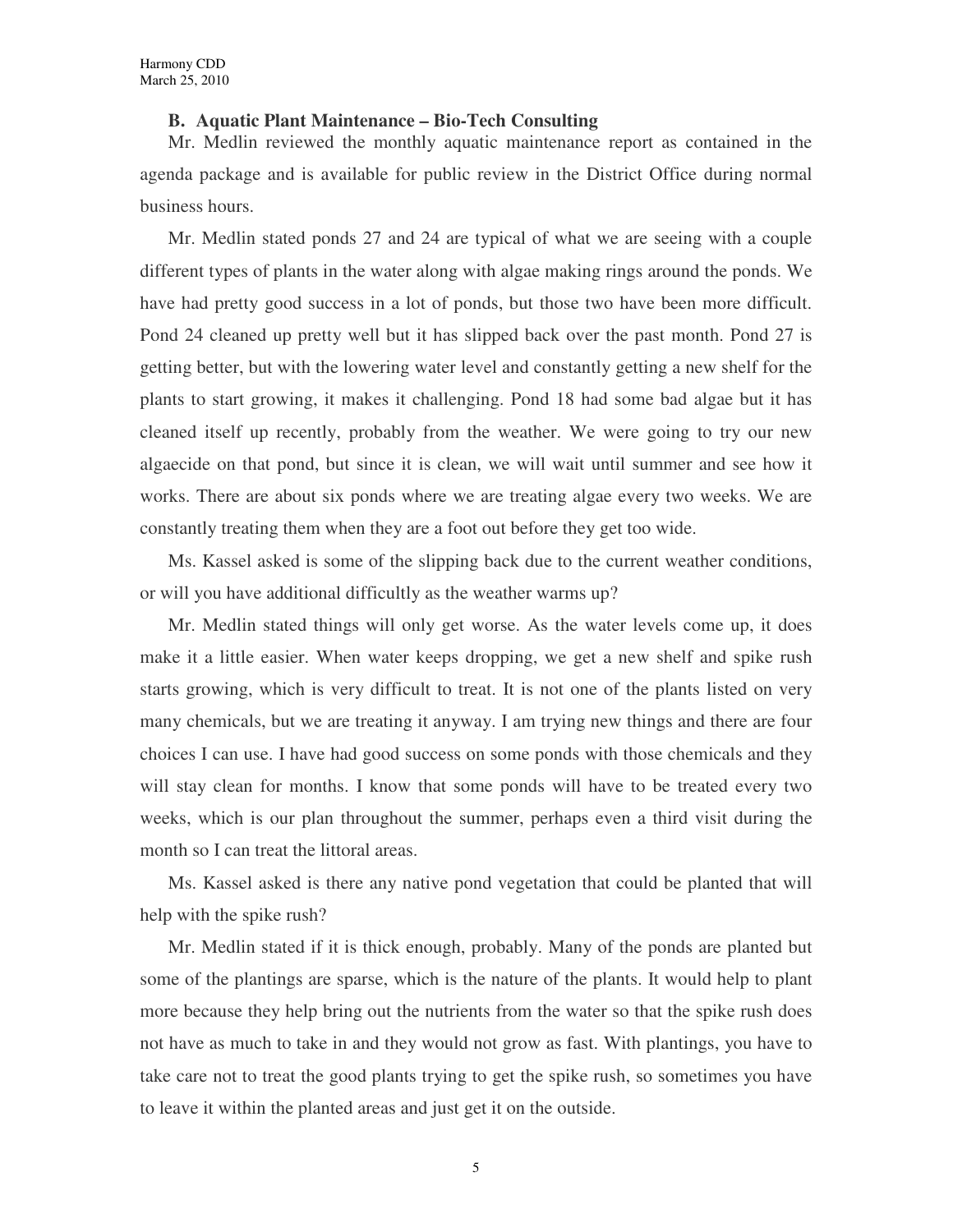**B. Aquatic Plant Maintenance – Bio-Tech Consulting**

Mr. Medlin reviewed the monthly aquatic maintenance report as contained in the agenda package and is available for public review in the District Office during normal business hours.

Mr. Medlin stated ponds 27 and 24 are typical of what we are seeing with a couple different types of plants in the water along with algae making rings around the ponds. We have had pretty good success in a lot of ponds, but those two have been more difficult. Pond 24 cleaned up pretty well but it has slipped back over the past month. Pond 27 is getting better, but with the lowering water level and constantly getting a new shelf for the plants to start growing, it makes it challenging. Pond 18 had some bad algae but it has cleaned itself up recently, probably from the weather. We were going to try our new algaecide on that pond, but since it is clean, we will wait until summer and see how it works. There are about six ponds where we are treating algae every two weeks. We are constantly treating them when they are a foot out before they get too wide.

Ms. Kassel asked is some of the slipping back due to the current weather conditions, or will you have additional difficultly as the weather warms up?

Mr. Medlin stated things will only get worse. As the water levels come up, it does make it a little easier. When water keeps dropping, we get a new shelf and spike rush starts growing, which is very difficult to treat. It is not one of the plants listed on very many chemicals, but we are treating it anyway. I am trying new things and there are four choices I can use. I have had good success on some ponds with those chemicals and they will stay clean for months. I know that some ponds will have to be treated every two weeks, which is our plan throughout the summer, perhaps even a third visit during the month so I can treat the littoral areas.

Ms. Kassel asked is there any native pond vegetation that could be planted that will help with the spike rush?

Mr. Medlin stated if it is thick enough, probably. Many of the ponds are planted but some of the plantings are sparse, which is the nature of the plants. It would help to plant more because they help bring out the nutrients from the water so that the spike rush does not have as much to take in and they would not grow as fast. With plantings, you have to take care not to treat the good plants trying to get the spike rush, so sometimes you have to leave it within the planted areas and just get it on the outside.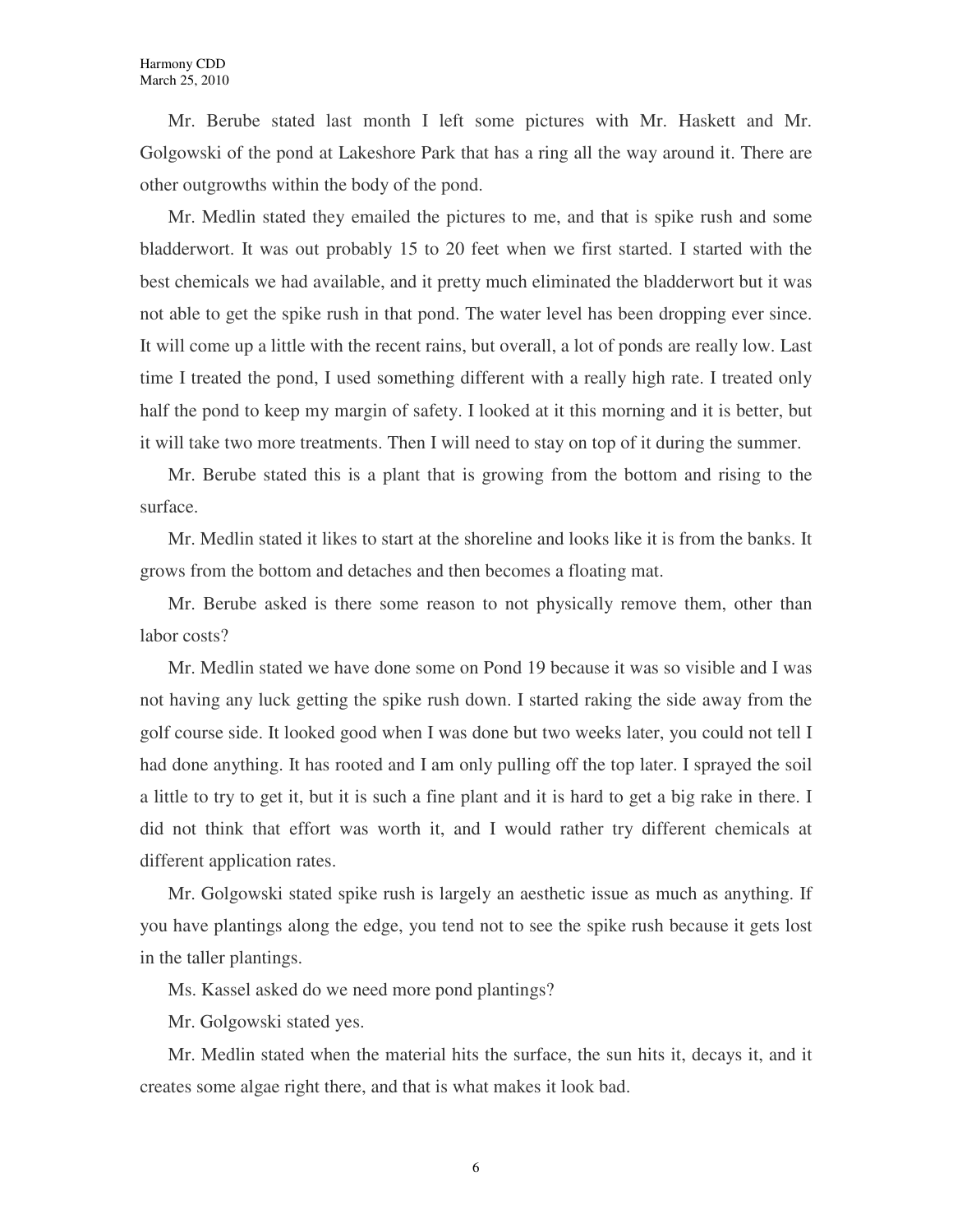Mr. Berube stated last month I left some pictures with Mr. Haskett and Mr. Golgowski of the pond at Lakeshore Park that has a ring all the way around it. There are other outgrowths within the body of the pond.

Mr. Medlin stated they emailed the pictures to me, and that is spike rush and some bladderwort. It was out probably 15 to 20 feet when we first started. I started with the best chemicals we had available, and it pretty much eliminated the bladderwort but it was not able to get the spike rush in that pond. The water level has been dropping ever since. It will come up a little with the recent rains, but overall, a lot of ponds are really low. Last time I treated the pond, I used something different with a really high rate. I treated only half the pond to keep my margin of safety. I looked at it this morning and it is better, but it will take two more treatments. Then I will need to stay on top of it during the summer.

Mr. Berube stated this is a plant that is growing from the bottom and rising to the surface.

Mr. Medlin stated it likes to start at the shoreline and looks like it is from the banks. It grows from the bottom and detaches and then becomes a floating mat.

Mr. Berube asked is there some reason to not physically remove them, other than labor costs?

Mr. Medlin stated we have done some on Pond 19 because it was so visible and I was not having any luck getting the spike rush down. I started raking the side away from the golf course side. It looked good when I was done but two weeks later, you could not tell I had done anything. It has rooted and I am only pulling off the top later. I sprayed the soil a little to try to get it, but it is such a fine plant and it is hard to get a big rake in there. I did not think that effort was worth it, and I would rather try different chemicals at different application rates.

Mr. Golgowski stated spike rush is largely an aesthetic issue as much as anything. If you have plantings along the edge, you tend not to see the spike rush because it gets lost in the taller plantings.

Ms. Kassel asked do we need more pond plantings?

Mr. Golgowski stated yes.

Mr. Medlin stated when the material hits the surface, the sun hits it, decays it, and it creates some algae right there, and that is what makes it look bad.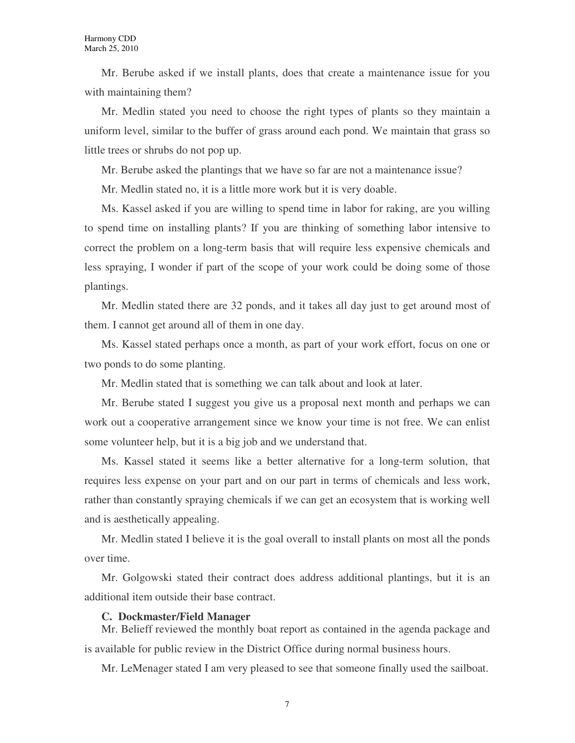Mr. Berube asked if we install plants, does that create a maintenance issue for you with maintaining them?

Mr. Medlin stated you need to choose the right types of plants so they maintain a uniform level, similar to the buffer of grass around each pond. We maintain that grass so little trees or shrubs do not pop up.

Mr. Berube asked the plantings that we have so far are not a maintenance issue?

Mr. Medlin stated no, it is a little more work but it is very doable.

Ms. Kassel asked if you are willing to spend time in labor for raking, are you willing to spend time on installing plants? If you are thinking of something labor intensive to correct the problem on a long-term basis that will require less expensive chemicals and less spraying, I wonder if part of the scope of your work could be doing some of those plantings.

Mr. Medlin stated there are 32 ponds, and it takes all day just to get around most of them. I cannot get around all of them in one day.

Ms. Kassel stated perhaps once a month, as part of your work effort, focus on one or two ponds to do some planting.

Mr. Medlin stated that is something we can talk about and look at later.

Mr. Berube stated I suggest you give us a proposal next month and perhaps we can work out a cooperative arrangement since we know your time is not free. We can enlist some volunteer help, but it is a big job and we understand that.

Ms. Kassel stated it seems like a better alternative for a long-term solution, that requires less expense on your part and on our part in terms of chemicals and less work, rather than constantly spraying chemicals if we can get an ecosystem that is working well and is aesthetically appealing.

Mr. Medlin stated I believe it is the goal overall to install plants on most all the ponds over time.

Mr. Golgowski stated their contract does address additional plantings, but it is an additional item outside their base contract.

**C. Dockmaster/Field Manager**

Mr. Belieff reviewed the monthly boat report as contained in the agenda package and is available for public review in the District Office during normal business hours.

Mr. LeMenager stated I am very pleased to see that someone finally used the sailboat.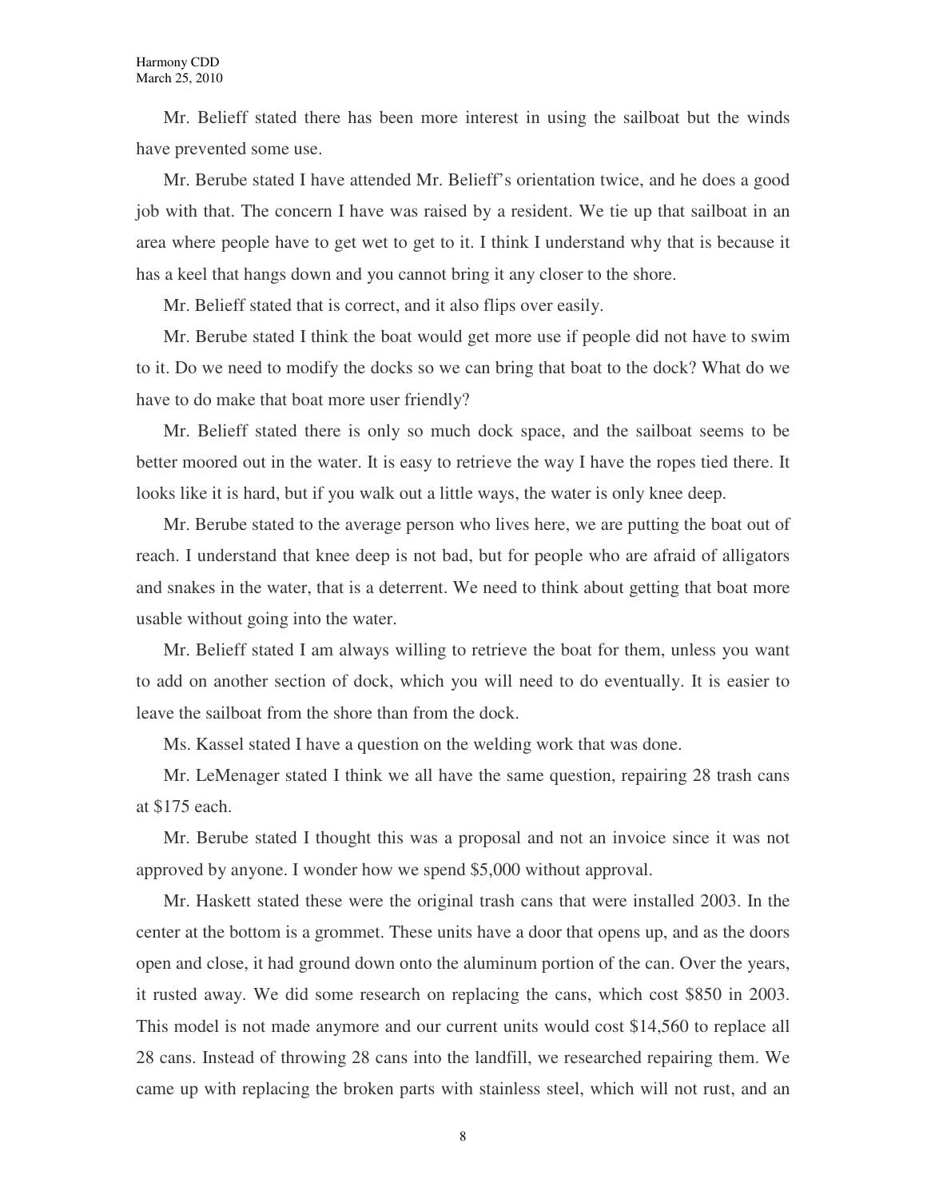Mr. Belieff stated there has been more interest in using the sailboat but the winds have prevented some use.

Mr. Berube stated I have attended Mr. Belieff's orientation twice, and he does a good job with that. The concern I have was raised by a resident. We tie up that sailboat in an area where people have to get wet to get to it. I think I understand why that is because it has a keel that hangs down and you cannot bring it any closer to the shore.

Mr. Belieff stated that is correct, and it also flips over easily.

Mr. Berube stated I think the boat would get more use if people did not have to swim to it. Do we need to modify the docks so we can bring that boat to the dock? What do we have to do make that boat more user friendly?

Mr. Belieff stated there is only so much dock space, and the sailboat seems to be better moored out in the water. It is easy to retrieve the way I have the ropes tied there. It looks like it is hard, but if you walk out a little ways, the water is only knee deep.

Mr. Berube stated to the average person who lives here, we are putting the boat out of reach. I understand that knee deep is not bad, but for people who are afraid of alligators and snakes in the water, that is a deterrent. We need to think about getting that boat more usable without going into the water.

Mr. Belieff stated I am always willing to retrieve the boat for them, unless you want to add on another section of dock, which you will need to do eventually. It is easier to leave the sailboat from the shore than from the dock.

Ms. Kassel stated I have a question on the welding work that was done.

Mr. LeMenager stated I think we all have the same question, repairing 28 trash cans at $175 each.

Mr. Berube stated I thought this was a proposal and not an invoice since it was not approved by anyone. I wonder how we spend $5,000 without approval.

Mr. Haskett stated these were the original trash cans that were installed 2003. In the center at the bottom is a grommet. These units have a door that opens up, and as the doors open and close, it had ground down onto the aluminum portion of the can. Over the years, it rusted away. We did some research on replacing the cans, which cost $850 in 2003. This model is not made anymore and our current units would cost $14,560 to replace all 28 cans. Instead of throwing 28 cans into the landfill, we researched repairing them. We came up with replacing the broken parts with stainless steel, which will not rust, and an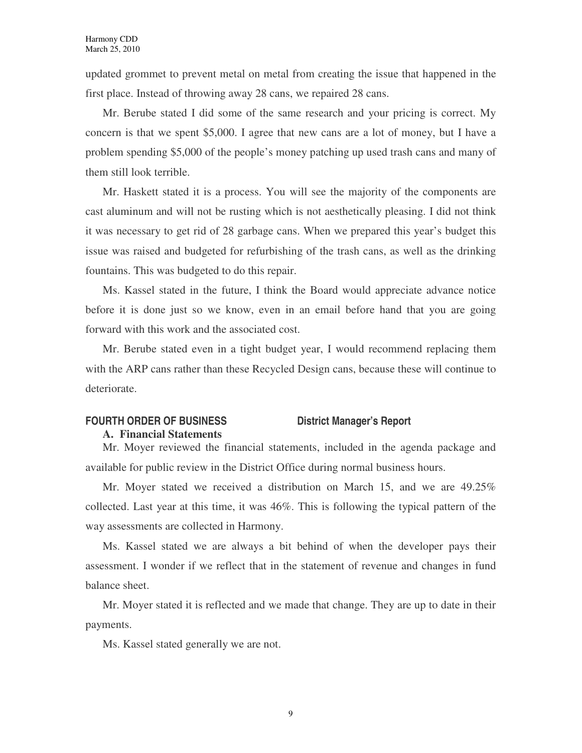updated grommet to prevent metal on metal from creating the issue that happened in the first place. Instead of throwing away 28 cans, we repaired 28 cans.

Mr. Berube stated I did some of the same research and your pricing is correct. My concern is that we spent $5,000. I agree that new cans are a lot of money, but I have a problem spending $5,000 of the people's money patching up used trash cans and many of them still look terrible.

Mr. Haskett stated it is a process. You will see the majority of the components are cast aluminum and will not be rusting which is not aesthetically pleasing. I did not think it was necessary to get rid of 28 garbage cans. When we prepared this year's budget this issue was raised and budgeted for refurbishing of the trash cans, as well as the drinking fountains. This was budgeted to do this repair.

Ms. Kassel stated in the future, I think the Board would appreciate advance notice before it is done just so we know, even in an email before hand that you are going forward with this work and the associated cost.

Mr. Berube stated even in a tight budget year, I would recommend replacing them with the ARP cans rather than these Recycled Design cans, because these will continue to deteriorate.

**FOURTH ORDER OF BUSINESS District Manager's Report**

**A. Financial Statements**

Mr. Moyer reviewed the financial statements, included in the agenda package and available for public review in the District Office during normal business hours.

Mr. Moyer stated we received a distribution on March 15, and we are 49.25% collected. Last year at this time, it was 46%. This is following the typical pattern of the way assessments are collected in Harmony.

Ms. Kassel stated we are always a bit behind of when the developer pays their assessment. I wonder if we reflect that in the statement of revenue and changes in fund balance sheet.

Mr. Moyer stated it is reflected and we made that change. They are up to date in their payments.

Ms. Kassel stated generally we are not.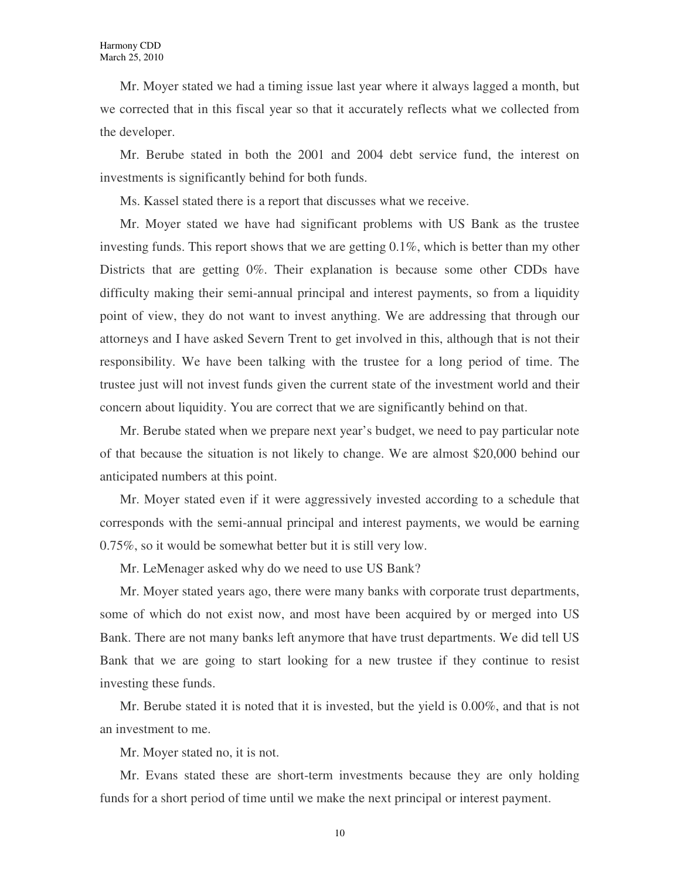Mr. Moyer stated we had a timing issue last year where it always lagged a month, but we corrected that in this fiscal year so that it accurately reflects what we collected from the developer.

Mr. Berube stated in both the 2001 and 2004 debt service fund, the interest on investments is significantly behind for both funds.

Ms. Kassel stated there is a report that discusses what we receive.

Mr. Moyer stated we have had significant problems with US Bank as the trustee investing funds. This report shows that we are getting 0.1%, which is better than my other Districts that are getting 0%. Their explanation is because some other CDDs have difficulty making their semi-annual principal and interest payments, so from a liquidity point of view, they do not want to invest anything. We are addressing that through our attorneys and I have asked Severn Trent to get involved in this, although that is not their responsibility. We have been talking with the trustee for a long period of time. The trustee just will not invest funds given the current state of the investment world and their concern about liquidity. You are correct that we are significantly behind on that.

Mr. Berube stated when we prepare next year's budget, we need to pay particular note of that because the situation is not likely to change. We are almost $20,000 behind our anticipated numbers at this point.

Mr. Moyer stated even if it were aggressively invested according to a schedule that corresponds with the semi-annual principal and interest payments, we would be earning 0.75%, so it would be somewhat better but it is still very low.

Mr. LeMenager asked why do we need to use US Bank?

Mr. Moyer stated years ago, there were many banks with corporate trust departments, some of which do not exist now, and most have been acquired by or merged into US Bank. There are not many banks left anymore that have trust departments. We did tell US Bank that we are going to start looking for a new trustee if they continue to resist investing these funds.

Mr. Berube stated it is noted that it is invested, but the yield is 0.00%, and that is not an investment to me.

Mr. Moyer stated no, it is not.

Mr. Evans stated these are short-term investments because they are only holding funds for a short period of time until we make the next principal or interest payment.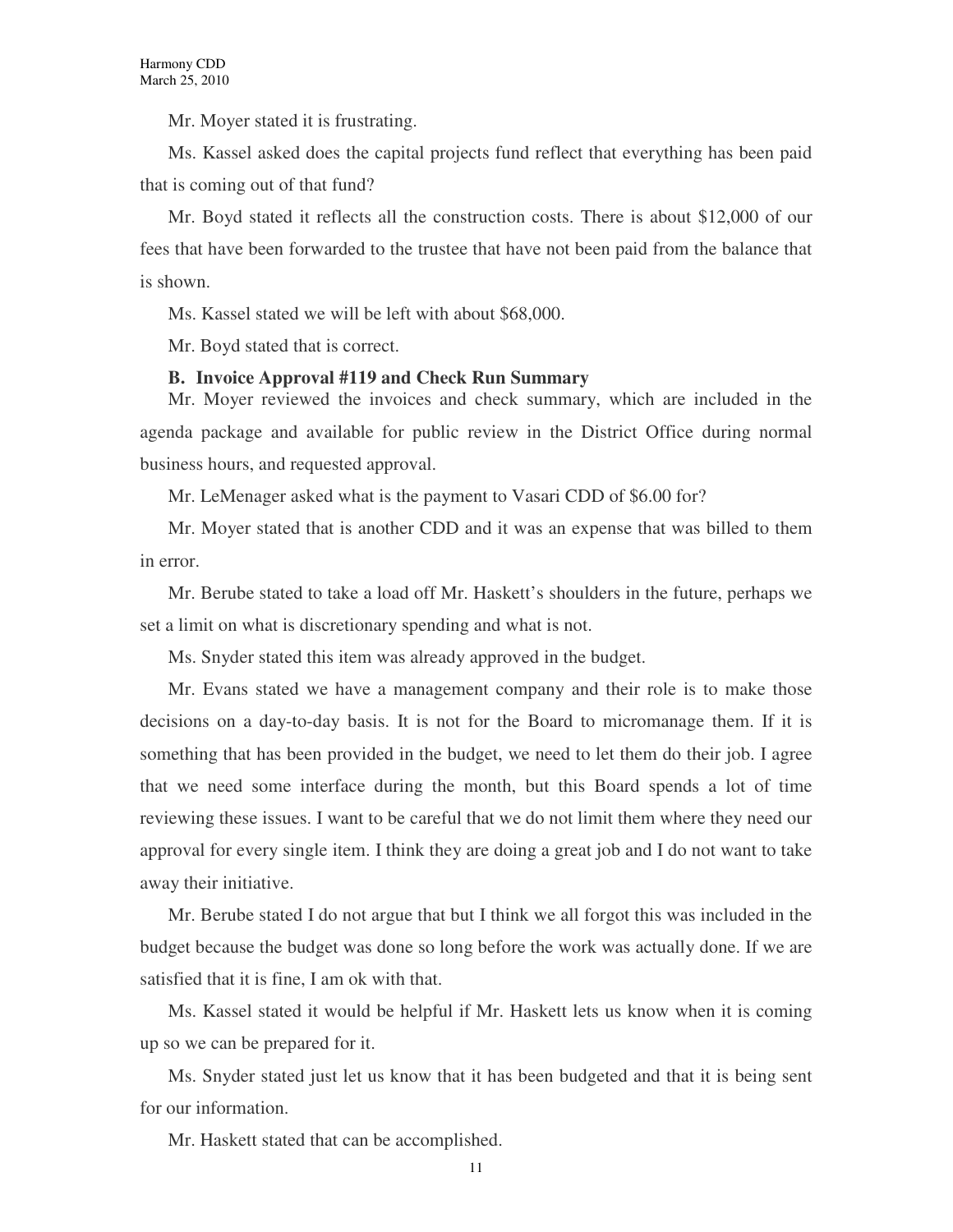Mr. Moyer stated it is frustrating.

Ms. Kassel asked does the capital projects fund reflect that everything has been paid that is coming out of that fund?

Mr. Boyd stated it reflects all the construction costs. There is about $12,000 of our fees that have been forwarded to the trustee that have not been paid from the balance that is shown.

Ms. Kassel stated we will be left with about $68,000.

Mr. Boyd stated that is correct.

**B. Invoice Approval #119 and Check Run Summary**

Mr. Moyer reviewed the invoices and check summary, which are included in the agenda package and available for public review in the District Office during normal business hours, and requested approval.

Mr. LeMenager asked what is the payment to Vasari CDD of $6.00 for?

Mr. Moyer stated that is another CDD and it was an expense that was billed to them in error.

Mr. Berube stated to take a load off Mr. Haskett's shoulders in the future, perhaps we set a limit on what is discretionary spending and what is not.

Ms. Snyder stated this item was already approved in the budget.

Mr. Evans stated we have a management company and their role is to make those decisions on a day-to-day basis. It is not for the Board to micromanage them. If it is something that has been provided in the budget, we need to let them do their job. I agree that we need some interface during the month, but this Board spends a lot of time reviewing these issues. I want to be careful that we do not limit them where they need our approval for every single item. I think they are doing a great job and I do not want to take away their initiative.

Mr. Berube stated I do not argue that but I think we all forgot this was included in the budget because the budget was done so long before the work was actually done. If we are satisfied that it is fine, I am ok with that.

Ms. Kassel stated it would be helpful if Mr. Haskett lets us know when it is coming up so we can be prepared for it.

Ms. Snyder stated just let us know that it has been budgeted and that it is being sent for our information.

Mr. Haskett stated that can be accomplished.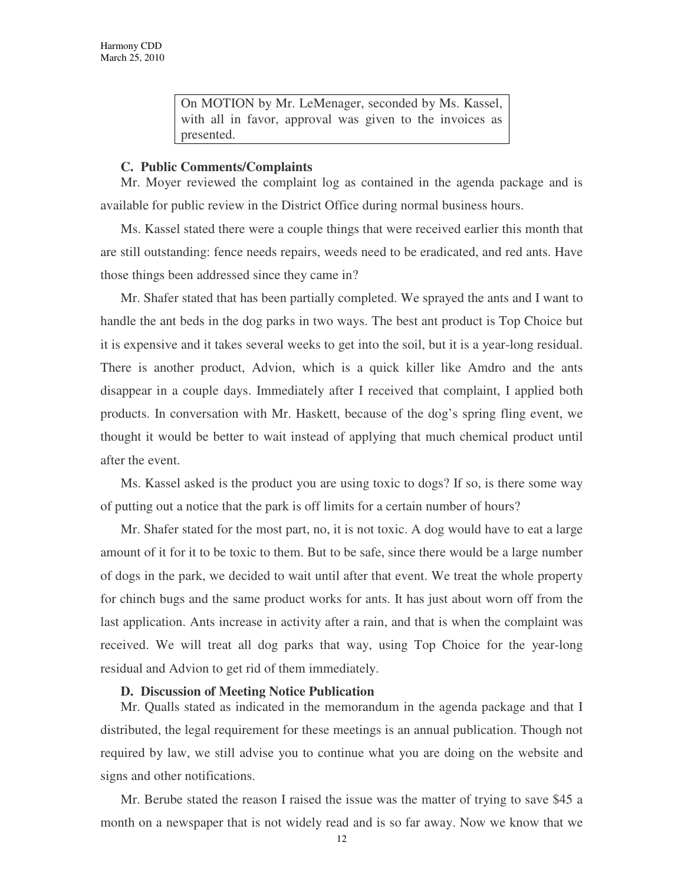On MOTION by Mr. LeMenager, seconded by Ms. Kassel, with all in favor, approval was given to the invoices as presented.

**C. Public Comments/Complaints**

Mr. Moyer reviewed the complaint log as contained in the agenda package and is available for public review in the District Office during normal business hours.

Ms. Kassel stated there were a couple things that were received earlier this month that are still outstanding: fence needs repairs, weeds need to be eradicated, and red ants. Have those things been addressed since they came in?

Mr. Shafer stated that has been partially completed. We sprayed the ants and I want to handle the ant beds in the dog parks in two ways. The best ant product is Top Choice but it is expensive and it takes several weeks to get into the soil, but it is a year-long residual. There is another product, Advion, which is a quick killer like Amdro and the ants disappear in a couple days. Immediately after I received that complaint, I applied both products. In conversation with Mr. Haskett, because of the dog's spring fling event, we thought it would be better to wait instead of applying that much chemical product until after the event.

Ms. Kassel asked is the product you are using toxic to dogs? If so, is there some way of putting out a notice that the park is off limits for a certain number of hours?

Mr. Shafer stated for the most part, no, it is not toxic. A dog would have to eat a large amount of it for it to be toxic to them. But to be safe, since there would be a large number of dogs in the park, we decided to wait until after that event. We treat the whole property for chinch bugs and the same product works for ants. It has just about worn off from the last application. Ants increase in activity after a rain, and that is when the complaint was received. We will treat all dog parks that way, using Top Choice for the year-long residual and Advion to get rid of them immediately.

**D. Discussion of Meeting Notice Publication**

Mr. Qualls stated as indicated in the memorandum in the agenda package and that I distributed, the legal requirement for these meetings is an annual publication. Though not required by law, we still advise you to continue what you are doing on the website and signs and other notifications.

Mr. Berube stated the reason I raised the issue was the matter of trying to save $45 a month on a newspaper that is not widely read and is so far away. Now we know that we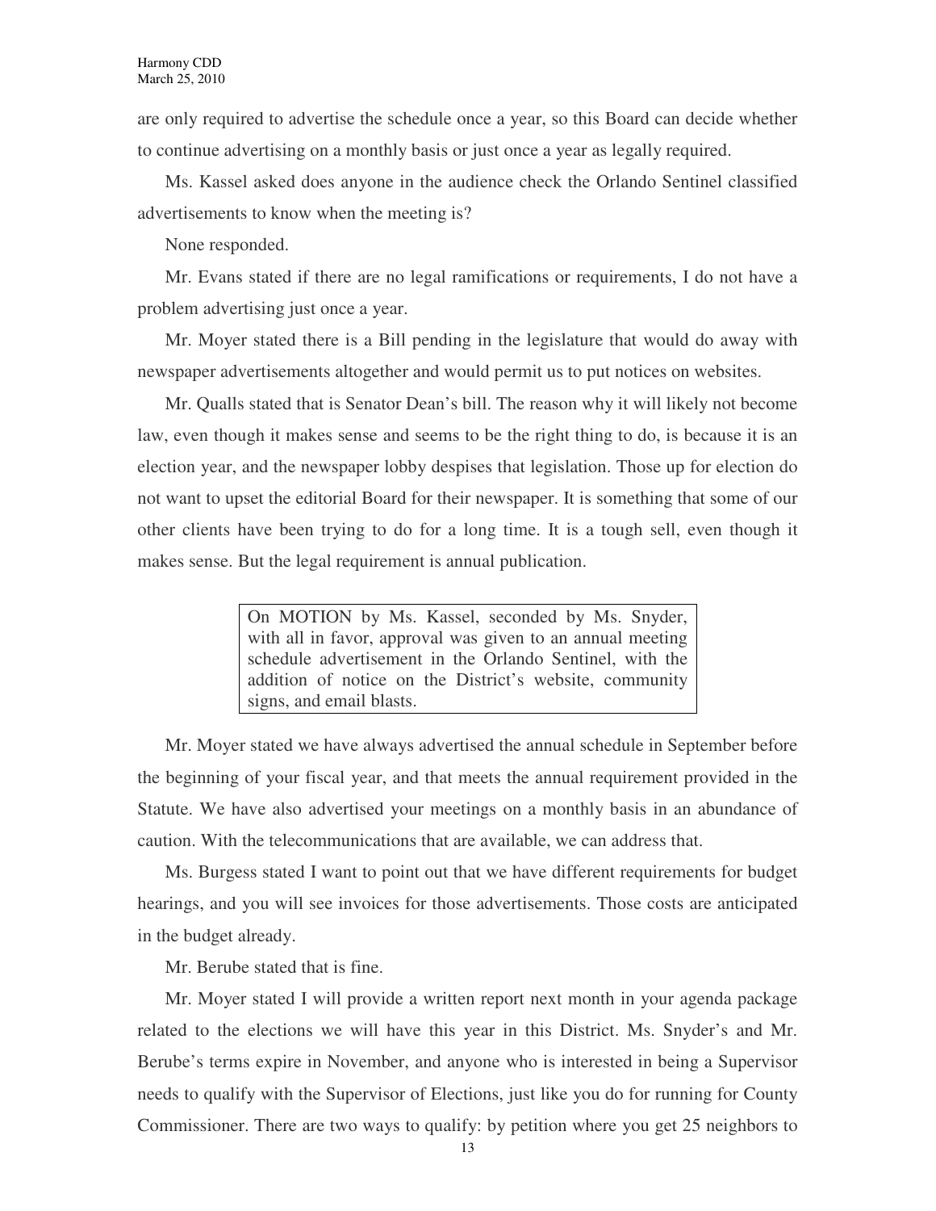are only required to advertise the schedule once a year, so this Board can decide whether to continue advertising on a monthly basis or just once a year as legally required.

Ms. Kassel asked does anyone in the audience check the Orlando Sentinel classified advertisements to know when the meeting is?

None responded.

Mr. Evans stated if there are no legal ramifications or requirements, I do not have a problem advertising just once a year.

Mr. Moyer stated there is a Bill pending in the legislature that would do away with newspaper advertisements altogether and would permit us to put notices on websites.

Mr. Qualls stated that is Senator Dean's bill. The reason why it will likely not become law, even though it makes sense and seems to be the right thing to do, is because it is an election year, and the newspaper lobby despises that legislation. Those up for election do not want to upset the editorial Board for their newspaper. It is something that some of our other clients have been trying to do for a long time. It is a tough sell, even though it makes sense. But the legal requirement is annual publication.

> On MOTION by Ms. Kassel, seconded by Ms. Snyder, with all in favor, approval was given to an annual meeting schedule advertisement in the Orlando Sentinel, with the addition of notice on the District's website, community signs, and email blasts.

Mr. Moyer stated we have always advertised the annual schedule in September before the beginning of your fiscal year, and that meets the annual requirement provided in the Statute. We have also advertised your meetings on a monthly basis in an abundance of caution. With the telecommunications that are available, we can address that.

Ms. Burgess stated I want to point out that we have different requirements for budget hearings, and you will see invoices for those advertisements. Those costs are anticipated in the budget already.

Mr. Berube stated that is fine.

Mr. Moyer stated I will provide a written report next month in your agenda package related to the elections we will have this year in this District. Ms. Snyder's and Mr. Berube's terms expire in November, and anyone who is interested in being a Supervisor needs to qualify with the Supervisor of Elections, just like you do for running for County Commissioner. There are two ways to qualify: by petition where you get 25 neighbors to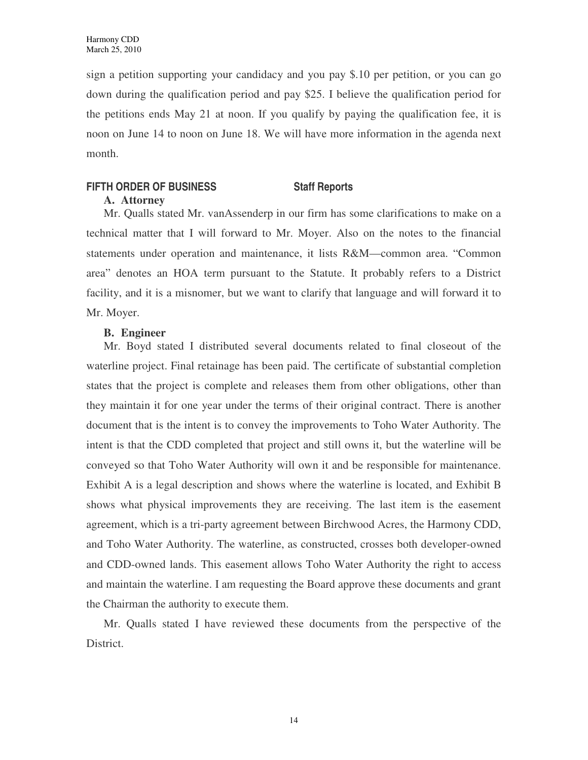sign a petition supporting your candidacy and you pay $.10 per petition, or you can go down during the qualification period and pay $25. I believe the qualification period for the petitions ends May 21 at noon. If you qualify by paying the qualification fee, it is noon on June 14 to noon on June 18. We will have more information in the agenda next month.

**FIFTH ORDER OF BUSINESS** **Staff Reports**

**A. Attorney**

Mr. Qualls stated Mr. vanAssenderp in our firm has some clarifications to make on a technical matter that I will forward to Mr. Moyer. Also on the notes to the financial statements under operation and maintenance, it lists R&M—common area. "Common area" denotes an HOA term pursuant to the Statute. It probably refers to a District facility, and it is a misnomer, but we want to clarify that language and will forward it to Mr. Moyer.

**B. Engineer**

Mr. Boyd stated I distributed several documents related to final closeout of the waterline project. Final retainage has been paid. The certificate of substantial completion states that the project is complete and releases them from other obligations, other than they maintain it for one year under the terms of their original contract. There is another document that is the intent is to convey the improvements to Toho Water Authority. The intent is that the CDD completed that project and still owns it, but the waterline will be conveyed so that Toho Water Authority will own it and be responsible for maintenance. Exhibit A is a legal description and shows where the waterline is located, and Exhibit B shows what physical improvements they are receiving. The last item is the easement agreement, which is a tri-party agreement between Birchwood Acres, the Harmony CDD, and Toho Water Authority. The waterline, as constructed, crosses both developer-owned and CDD-owned lands. This easement allows Toho Water Authority the right to access and maintain the waterline. I am requesting the Board approve these documents and grant the Chairman the authority to execute them.

Mr. Qualls stated I have reviewed these documents from the perspective of the District.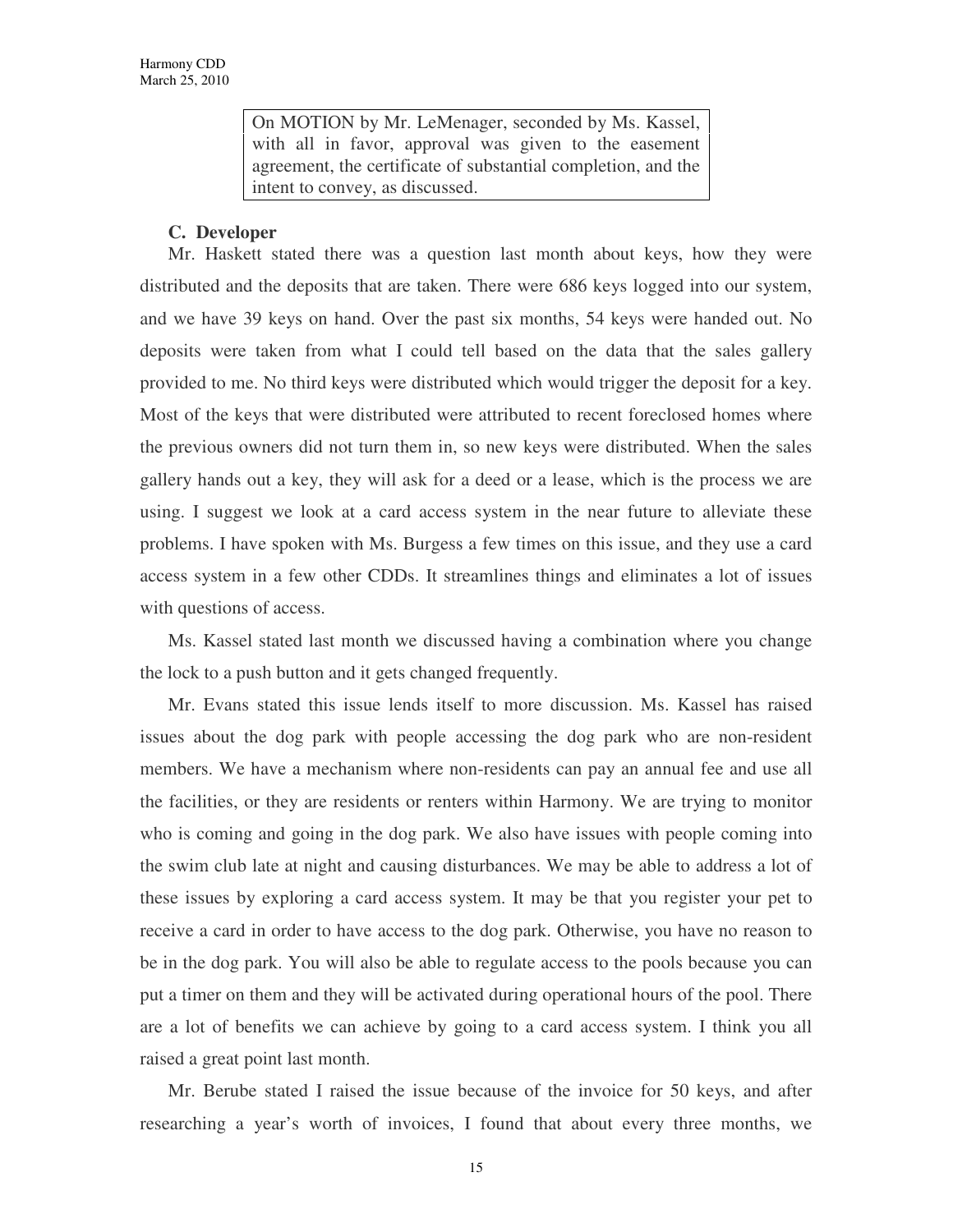> On MOTION by Mr. LeMenager, seconded by Ms. Kassel, with all in favor, approval was given to the easement agreement, the certificate of substantial completion, and the intent to convey, as discussed.

**C. Developer**

Mr. Haskett stated there was a question last month about keys, how they were distributed and the deposits that are taken. There were 686 keys logged into our system, and we have 39 keys on hand. Over the past six months, 54 keys were handed out. No deposits were taken from what I could tell based on the data that the sales gallery provided to me. No third keys were distributed which would trigger the deposit for a key. Most of the keys that were distributed were attributed to recent foreclosed homes where the previous owners did not turn them in, so new keys were distributed. When the sales gallery hands out a key, they will ask for a deed or a lease, which is the process we are using. I suggest we look at a card access system in the near future to alleviate these problems. I have spoken with Ms. Burgess a few times on this issue, and they use a card access system in a few other CDDs. It streamlines things and eliminates a lot of issues with questions of access.

Ms. Kassel stated last month we discussed having a combination where you change the lock to a push button and it gets changed frequently.

Mr. Evans stated this issue lends itself to more discussion. Ms. Kassel has raised issues about the dog park with people accessing the dog park who are non-resident members. We have a mechanism where non-residents can pay an annual fee and use all the facilities, or they are residents or renters within Harmony. We are trying to monitor who is coming and going in the dog park. We also have issues with people coming into the swim club late at night and causing disturbances. We may be able to address a lot of these issues by exploring a card access system. It may be that you register your pet to receive a card in order to have access to the dog park. Otherwise, you have no reason to be in the dog park. You will also be able to regulate access to the pools because you can put a timer on them and they will be activated during operational hours of the pool. There are a lot of benefits we can achieve by going to a card access system. I think you all raised a great point last month.

Mr. Berube stated I raised the issue because of the invoice for 50 keys, and after researching a year's worth of invoices, I found that about every three months, we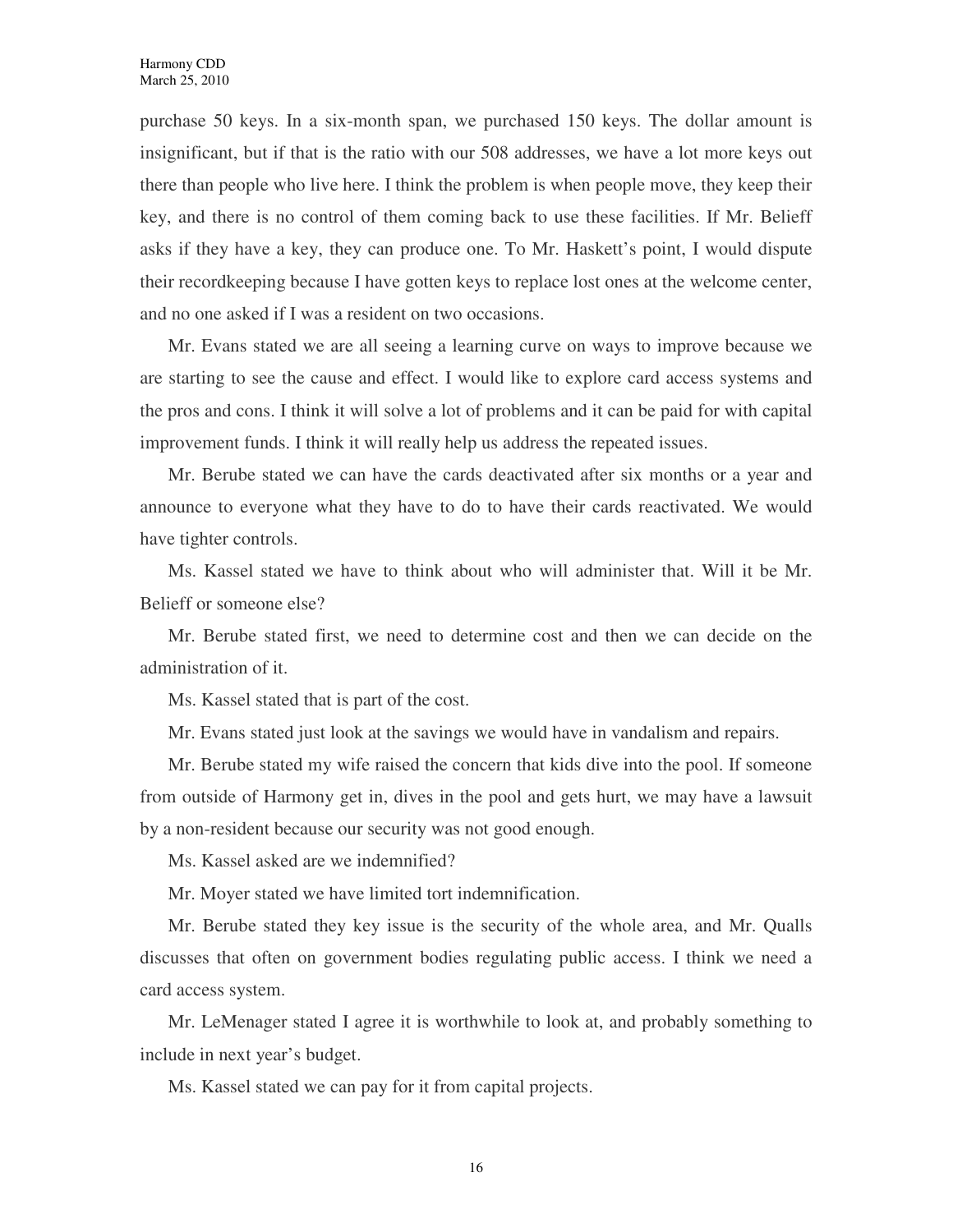purchase 50 keys. In a six-month span, we purchased 150 keys. The dollar amount is insignificant, but if that is the ratio with our 508 addresses, we have a lot more keys out there than people who live here. I think the problem is when people move, they keep their key, and there is no control of them coming back to use these facilities. If Mr. Belieff asks if they have a key, they can produce one. To Mr. Haskett's point, I would dispute their recordkeeping because I have gotten keys to replace lost ones at the welcome center, and no one asked if I was a resident on two occasions.

Mr. Evans stated we are all seeing a learning curve on ways to improve because we are starting to see the cause and effect. I would like to explore card access systems and the pros and cons. I think it will solve a lot of problems and it can be paid for with capital improvement funds. I think it will really help us address the repeated issues.

Mr. Berube stated we can have the cards deactivated after six months or a year and announce to everyone what they have to do to have their cards reactivated. We would have tighter controls.

Ms. Kassel stated we have to think about who will administer that. Will it be Mr. Belieff or someone else?

Mr. Berube stated first, we need to determine cost and then we can decide on the administration of it.

Ms. Kassel stated that is part of the cost.

Mr. Evans stated just look at the savings we would have in vandalism and repairs.

Mr. Berube stated my wife raised the concern that kids dive into the pool. If someone from outside of Harmony get in, dives in the pool and gets hurt, we may have a lawsuit by a non-resident because our security was not good enough.

Ms. Kassel asked are we indemnified?

Mr. Moyer stated we have limited tort indemnification.

Mr. Berube stated they key issue is the security of the whole area, and Mr. Qualls discusses that often on government bodies regulating public access. I think we need a card access system.

Mr. LeMenager stated I agree it is worthwhile to look at, and probably something to include in next year's budget.

Ms. Kassel stated we can pay for it from capital projects.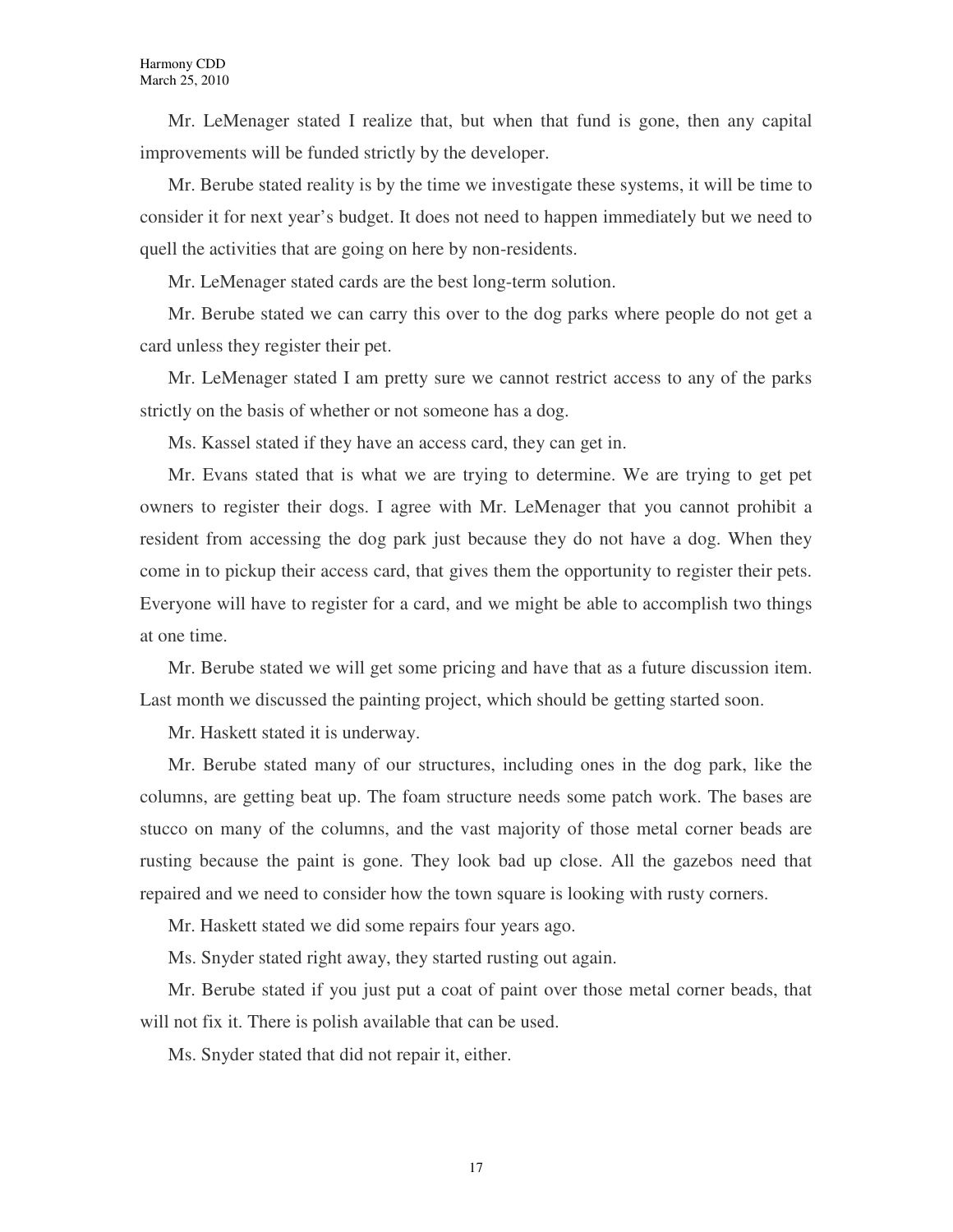Mr. LeMenager stated I realize that, but when that fund is gone, then any capital improvements will be funded strictly by the developer.

Mr. Berube stated reality is by the time we investigate these systems, it will be time to consider it for next year's budget. It does not need to happen immediately but we need to quell the activities that are going on here by non-residents.

Mr. LeMenager stated cards are the best long-term solution.

Mr. Berube stated we can carry this over to the dog parks where people do not get a card unless they register their pet.

Mr. LeMenager stated I am pretty sure we cannot restrict access to any of the parks strictly on the basis of whether or not someone has a dog.

Ms. Kassel stated if they have an access card, they can get in.

Mr. Evans stated that is what we are trying to determine. We are trying to get pet owners to register their dogs. I agree with Mr. LeMenager that you cannot prohibit a resident from accessing the dog park just because they do not have a dog. When they come in to pickup their access card, that gives them the opportunity to register their pets. Everyone will have to register for a card, and we might be able to accomplish two things at one time.

Mr. Berube stated we will get some pricing and have that as a future discussion item. Last month we discussed the painting project, which should be getting started soon.

Mr. Haskett stated it is underway.

Mr. Berube stated many of our structures, including ones in the dog park, like the columns, are getting beat up. The foam structure needs some patch work. The bases are stucco on many of the columns, and the vast majority of those metal corner beads are rusting because the paint is gone. They look bad up close. All the gazebos need that repaired and we need to consider how the town square is looking with rusty corners.

Mr. Haskett stated we did some repairs four years ago.

Ms. Snyder stated right away, they started rusting out again.

Mr. Berube stated if you just put a coat of paint over those metal corner beads, that will not fix it. There is polish available that can be used.

Ms. Snyder stated that did not repair it, either.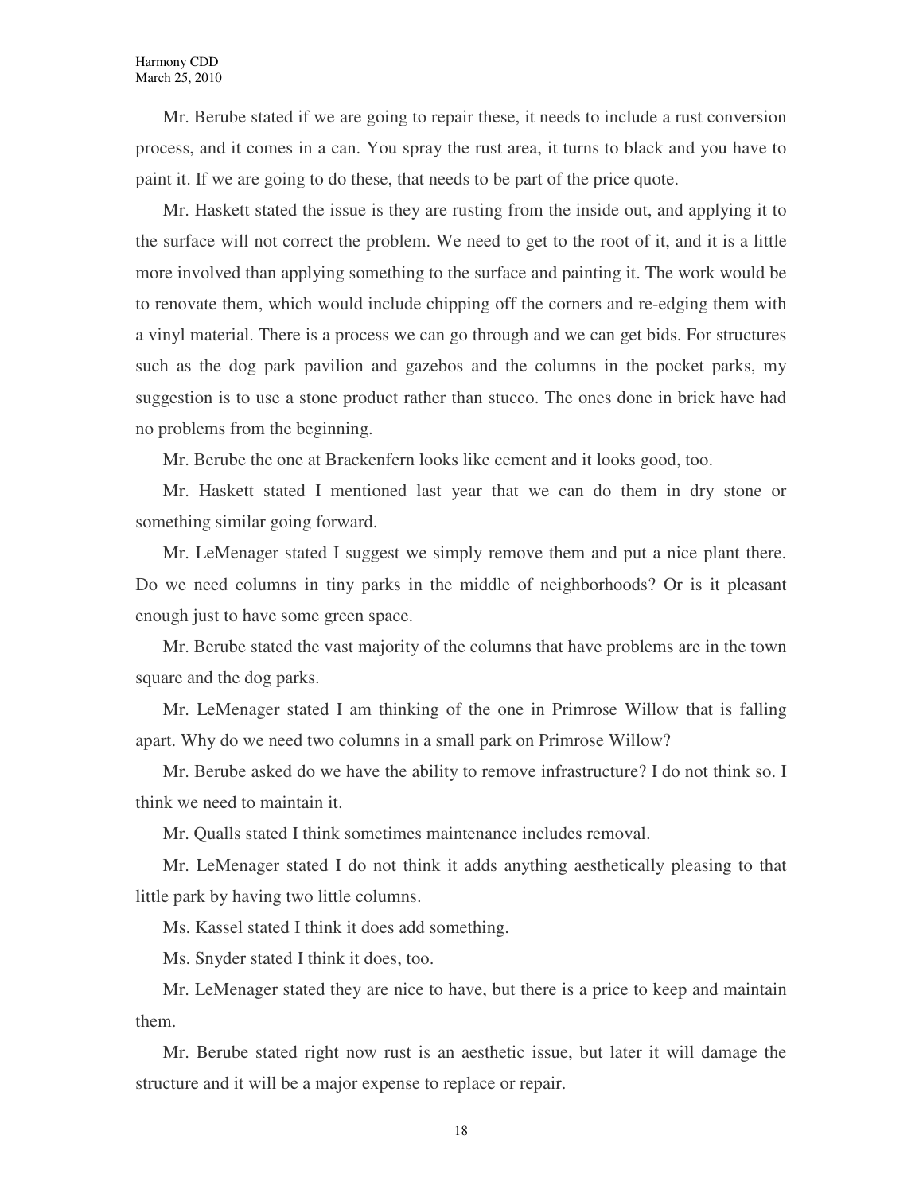Mr. Berube stated if we are going to repair these, it needs to include a rust conversion process, and it comes in a can. You spray the rust area, it turns to black and you have to paint it. If we are going to do these, that needs to be part of the price quote.

Mr. Haskett stated the issue is they are rusting from the inside out, and applying it to the surface will not correct the problem. We need to get to the root of it, and it is a little more involved than applying something to the surface and painting it. The work would be to renovate them, which would include chipping off the corners and re-edging them with a vinyl material. There is a process we can go through and we can get bids. For structures such as the dog park pavilion and gazebos and the columns in the pocket parks, my suggestion is to use a stone product rather than stucco. The ones done in brick have had no problems from the beginning.

Mr. Berube the one at Brackenfern looks like cement and it looks good, too.

Mr. Haskett stated I mentioned last year that we can do them in dry stone or something similar going forward.

Mr. LeMenager stated I suggest we simply remove them and put a nice plant there. Do we need columns in tiny parks in the middle of neighborhoods? Or is it pleasant enough just to have some green space.

Mr. Berube stated the vast majority of the columns that have problems are in the town square and the dog parks.

Mr. LeMenager stated I am thinking of the one in Primrose Willow that is falling apart. Why do we need two columns in a small park on Primrose Willow?

Mr. Berube asked do we have the ability to remove infrastructure? I do not think so. I think we need to maintain it.

Mr. Qualls stated I think sometimes maintenance includes removal.

Mr. LeMenager stated I do not think it adds anything aesthetically pleasing to that little park by having two little columns.

Ms. Kassel stated I think it does add something.

Ms. Snyder stated I think it does, too.

Mr. LeMenager stated they are nice to have, but there is a price to keep and maintain them.

Mr. Berube stated right now rust is an aesthetic issue, but later it will damage the structure and it will be a major expense to replace or repair.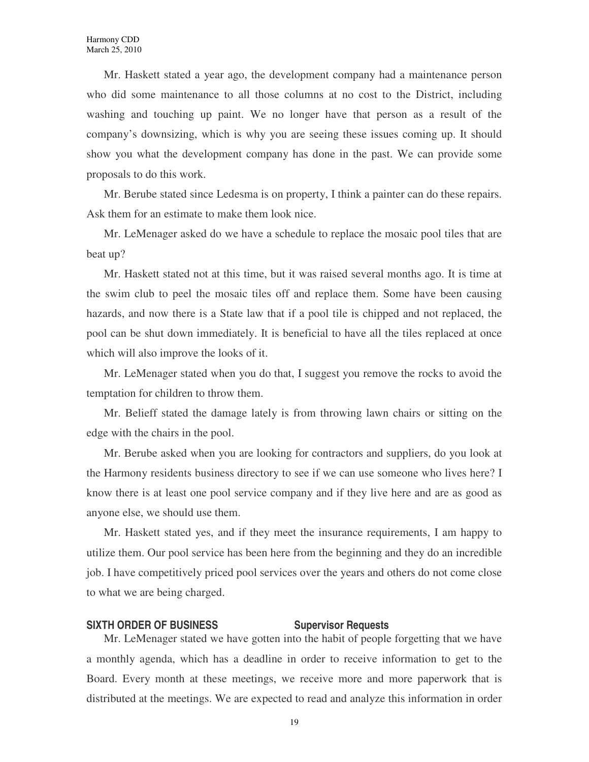Mr. Haskett stated a year ago, the development company had a maintenance person who did some maintenance to all those columns at no cost to the District, including washing and touching up paint. We no longer have that person as a result of the company's downsizing, which is why you are seeing these issues coming up. It should show you what the development company has done in the past. We can provide some proposals to do this work.

Mr. Berube stated since Ledesma is on property, I think a painter can do these repairs. Ask them for an estimate to make them look nice.

Mr. LeMenager asked do we have a schedule to replace the mosaic pool tiles that are beat up?

Mr. Haskett stated not at this time, but it was raised several months ago. It is time at the swim club to peel the mosaic tiles off and replace them. Some have been causing hazards, and now there is a State law that if a pool tile is chipped and not replaced, the pool can be shut down immediately. It is beneficial to have all the tiles replaced at once which will also improve the looks of it.

Mr. LeMenager stated when you do that, I suggest you remove the rocks to avoid the temptation for children to throw them.

Mr. Belieff stated the damage lately is from throwing lawn chairs or sitting on the edge with the chairs in the pool.

Mr. Berube asked when you are looking for contractors and suppliers, do you look at the Harmony residents business directory to see if we can use someone who lives here? I know there is at least one pool service company and if they live here and are as good as anyone else, we should use them.

Mr. Haskett stated yes, and if they meet the insurance requirements, I am happy to utilize them. Our pool service has been here from the beginning and they do an incredible job. I have competitively priced pool services over the years and others do not come close to what we are being charged.

**SIXTH ORDER OF BUSINESS Supervisor Requests**

Mr. LeMenager stated we have gotten into the habit of people forgetting that we have a monthly agenda, which has a deadline in order to receive information to get to the Board. Every month at these meetings, we receive more and more paperwork that is distributed at the meetings. We are expected to read and analyze this information in order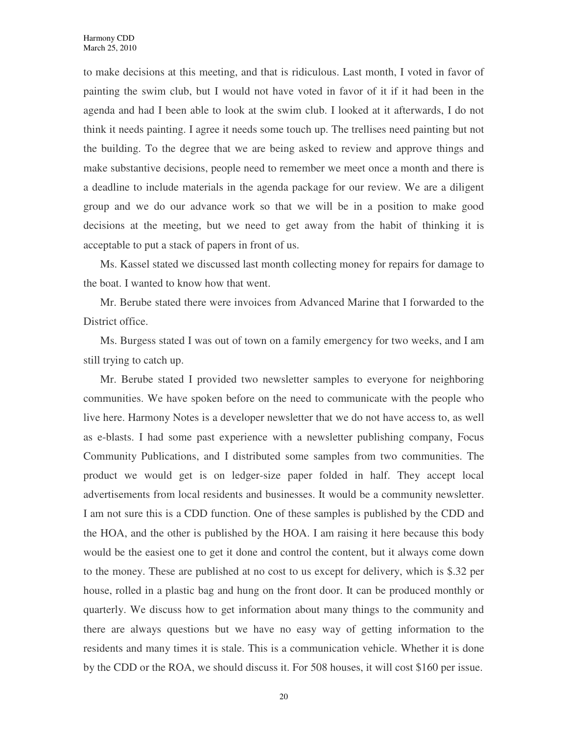to make decisions at this meeting, and that is ridiculous. Last month, I voted in favor of painting the swim club, but I would not have voted in favor of it if it had been in the agenda and had I been able to look at the swim club. I looked at it afterwards, I do not think it needs painting. I agree it needs some touch up. The trellises need painting but not the building. To the degree that we are being asked to review and approve things and make substantive decisions, people need to remember we meet once a month and there is a deadline to include materials in the agenda package for our review. We are a diligent group and we do our advance work so that we will be in a position to make good decisions at the meeting, but we need to get away from the habit of thinking it is acceptable to put a stack of papers in front of us.

Ms. Kassel stated we discussed last month collecting money for repairs for damage to the boat. I wanted to know how that went.

Mr. Berube stated there were invoices from Advanced Marine that I forwarded to the District office.

Ms. Burgess stated I was out of town on a family emergency for two weeks, and I am still trying to catch up.

Mr. Berube stated I provided two newsletter samples to everyone for neighboring communities. We have spoken before on the need to communicate with the people who live here. Harmony Notes is a developer newsletter that we do not have access to, as well as e-blasts. I had some past experience with a newsletter publishing company, Focus Community Publications, and I distributed some samples from two communities. The product we would get is on ledger-size paper folded in half. They accept local advertisements from local residents and businesses. It would be a community newsletter. I am not sure this is a CDD function. One of these samples is published by the CDD and the HOA, and the other is published by the HOA. I am raising it here because this body would be the easiest one to get it done and control the content, but it always come down to the money. These are published at no cost to us except for delivery, which is $.32 per house, rolled in a plastic bag and hung on the front door. It can be produced monthly or quarterly. We discuss how to get information about many things to the community and there are always questions but we have no easy way of getting information to the residents and many times it is stale. This is a communication vehicle. Whether it is done by the CDD or the ROA, we should discuss it. For 508 houses, it will cost $160 per issue.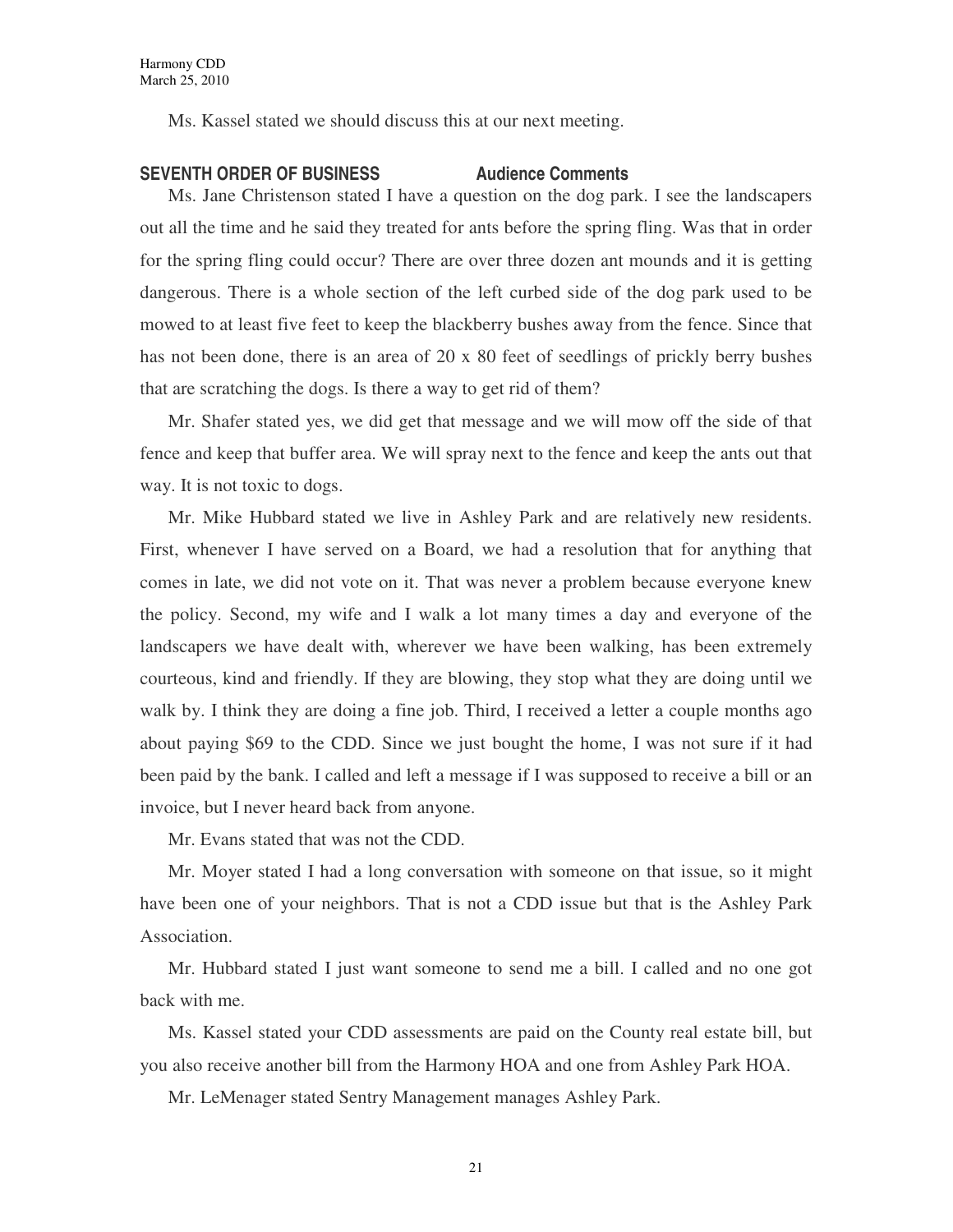Ms. Kassel stated we should discuss this at our next meeting.

## SEVENTH ORDER OF BUSINESS Audience Comments

Ms. Jane Christenson stated I have a question on the dog park. I see the landscapers out all the time and he said they treated for ants before the spring fling. Was that in order for the spring fling could occur? There are over three dozen ant mounds and it is getting dangerous. There is a whole section of the left curbed side of the dog park used to be mowed to at least five feet to keep the blackberry bushes away from the fence. Since that has not been done, there is an area of 20 x 80 feet of seedlings of prickly berry bushes that are scratching the dogs. Is there a way to get rid of them?

Mr. Shafer stated yes, we did get that message and we will mow off the side of that fence and keep that buffer area. We will spray next to the fence and keep the ants out that way. It is not toxic to dogs.

Mr. Mike Hubbard stated we live in Ashley Park and are relatively new residents. First, whenever I have served on a Board, we had a resolution that for anything that comes in late, we did not vote on it. That was never a problem because everyone knew the policy. Second, my wife and I walk a lot many times a day and everyone of the landscapers we have dealt with, wherever we have been walking, has been extremely courteous, kind and friendly. If they are blowing, they stop what they are doing until we walk by. I think they are doing a fine job. Third, I received a letter a couple months ago about paying $69 to the CDD. Since we just bought the home, I was not sure if it had been paid by the bank. I called and left a message if I was supposed to receive a bill or an invoice, but I never heard back from anyone.

Mr. Evans stated that was not the CDD.

Mr. Moyer stated I had a long conversation with someone on that issue, so it might have been one of your neighbors. That is not a CDD issue but that is the Ashley Park Association.

Mr. Hubbard stated I just want someone to send me a bill. I called and no one got back with me.

Ms. Kassel stated your CDD assessments are paid on the County real estate bill, but you also receive another bill from the Harmony HOA and one from Ashley Park HOA.

Mr. LeMenager stated Sentry Management manages Ashley Park.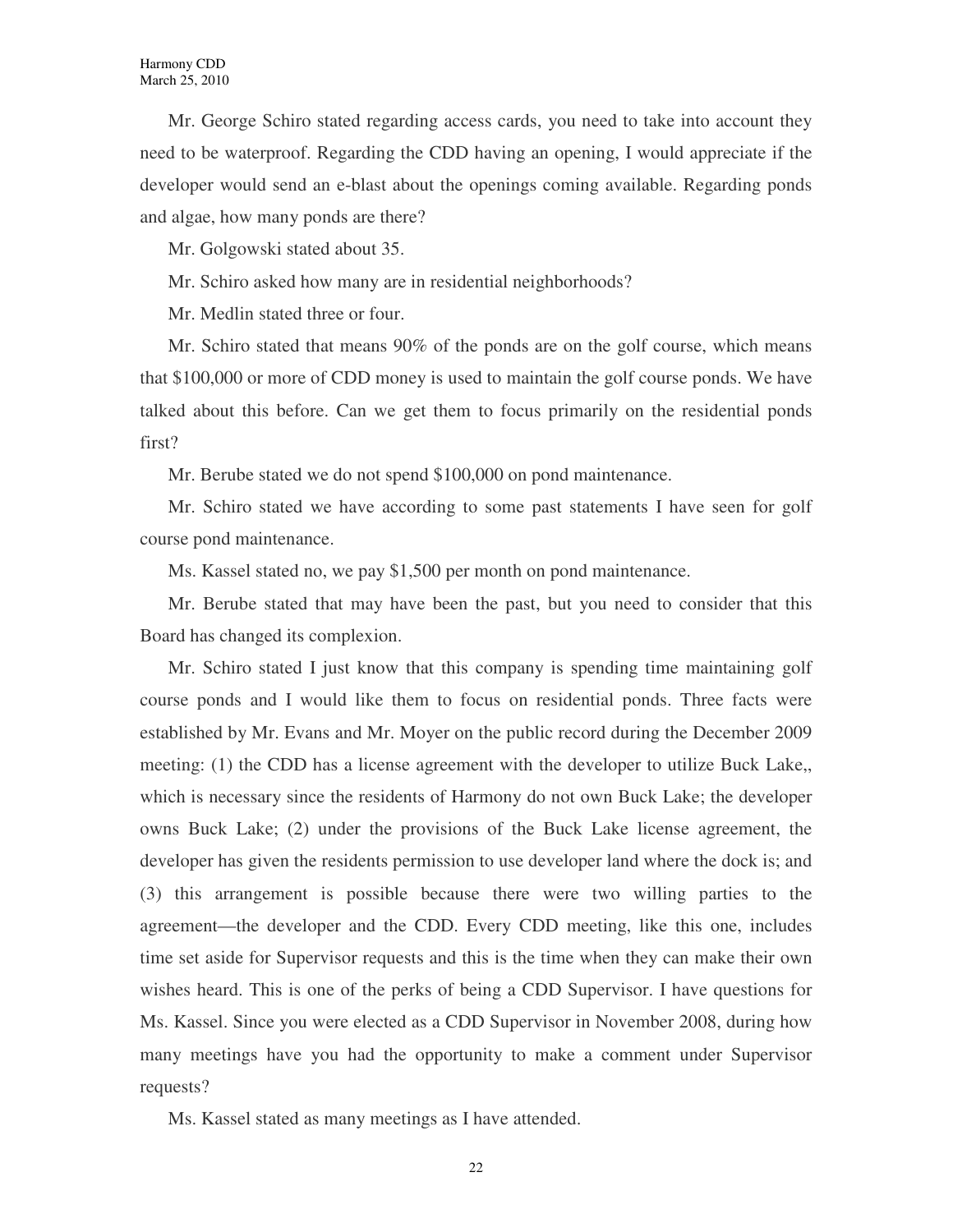Mr. George Schiro stated regarding access cards, you need to take into account they need to be waterproof. Regarding the CDD having an opening, I would appreciate if the developer would send an e-blast about the openings coming available. Regarding ponds and algae, how many ponds are there?

Mr. Golgowski stated about 35.

Mr. Schiro asked how many are in residential neighborhoods?

Mr. Medlin stated three or four.

Mr. Schiro stated that means 90% of the ponds are on the golf course, which means that $100,000 or more of CDD money is used to maintain the golf course ponds. We have talked about this before. Can we get them to focus primarily on the residential ponds first?

Mr. Berube stated we do not spend $100,000 on pond maintenance.

Mr. Schiro stated we have according to some past statements I have seen for golf course pond maintenance.

Ms. Kassel stated no, we pay $1,500 per month on pond maintenance.

Mr. Berube stated that may have been the past, but you need to consider that this Board has changed its complexion.

Mr. Schiro stated I just know that this company is spending time maintaining golf course ponds and I would like them to focus on residential ponds. Three facts were established by Mr. Evans and Mr. Moyer on the public record during the December 2009 meeting: (1) the CDD has a license agreement with the developer to utilize Buck Lake,, which is necessary since the residents of Harmony do not own Buck Lake; the developer owns Buck Lake; (2) under the provisions of the Buck Lake license agreement, the developer has given the residents permission to use developer land where the dock is; and (3) this arrangement is possible because there were two willing parties to the agreement—the developer and the CDD. Every CDD meeting, like this one, includes time set aside for Supervisor requests and this is the time when they can make their own wishes heard. This is one of the perks of being a CDD Supervisor. I have questions for Ms. Kassel. Since you were elected as a CDD Supervisor in November 2008, during how many meetings have you had the opportunity to make a comment under Supervisor requests?

Ms. Kassel stated as many meetings as I have attended.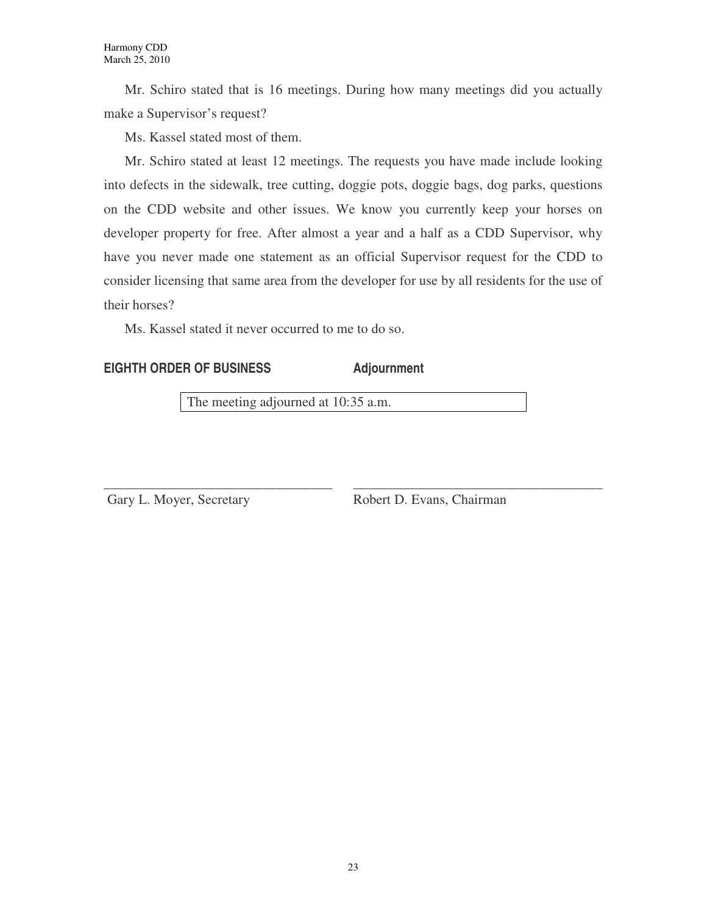Mr. Schiro stated that is 16 meetings. During how many meetings did you actually make a Supervisor's request?

Ms. Kassel stated most of them.

Mr. Schiro stated at least 12 meetings. The requests you have made include looking into defects in the sidewalk, tree cutting, doggie pots, doggie bags, dog parks, questions on the CDD website and other issues. We know you currently keep your horses on developer property for free. After almost a year and a half as a CDD Supervisor, why have you never made one statement as an official Supervisor request for the CDD to consider licensing that same area from the developer for use by all residents for the use of their horses?

Ms. Kassel stated it never occurred to me to do so.

**EIGHTH ORDER OF BUSINESS** **Adjournment**

The meeting adjourned at 10:35 a.m.

\_\_\_\_\_\_\_\_\_\_\_\_\_\_\_\_\_\_\_\_\_\_\_\_\_\_\_\_\_\_\_\_\_ \_\_\_\_\_\_\_\_\_\_\_\_\_\_\_\_\_\_\_\_\_\_\_\_\_\_\_\_\_\_\_\_\_\_\_\_

Gary L. Moyer, Secretary Robert D. Evans, Chairman